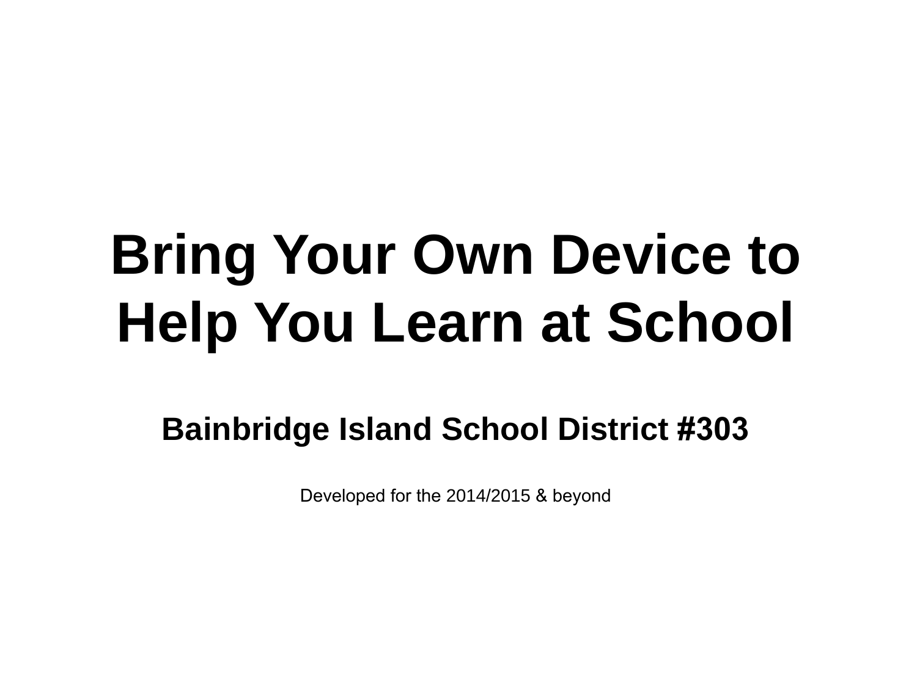# Bring Your Own Device to Help You Learn at School

## Bainbridge Island School District #303

Developed for the 2014/2015 & beyond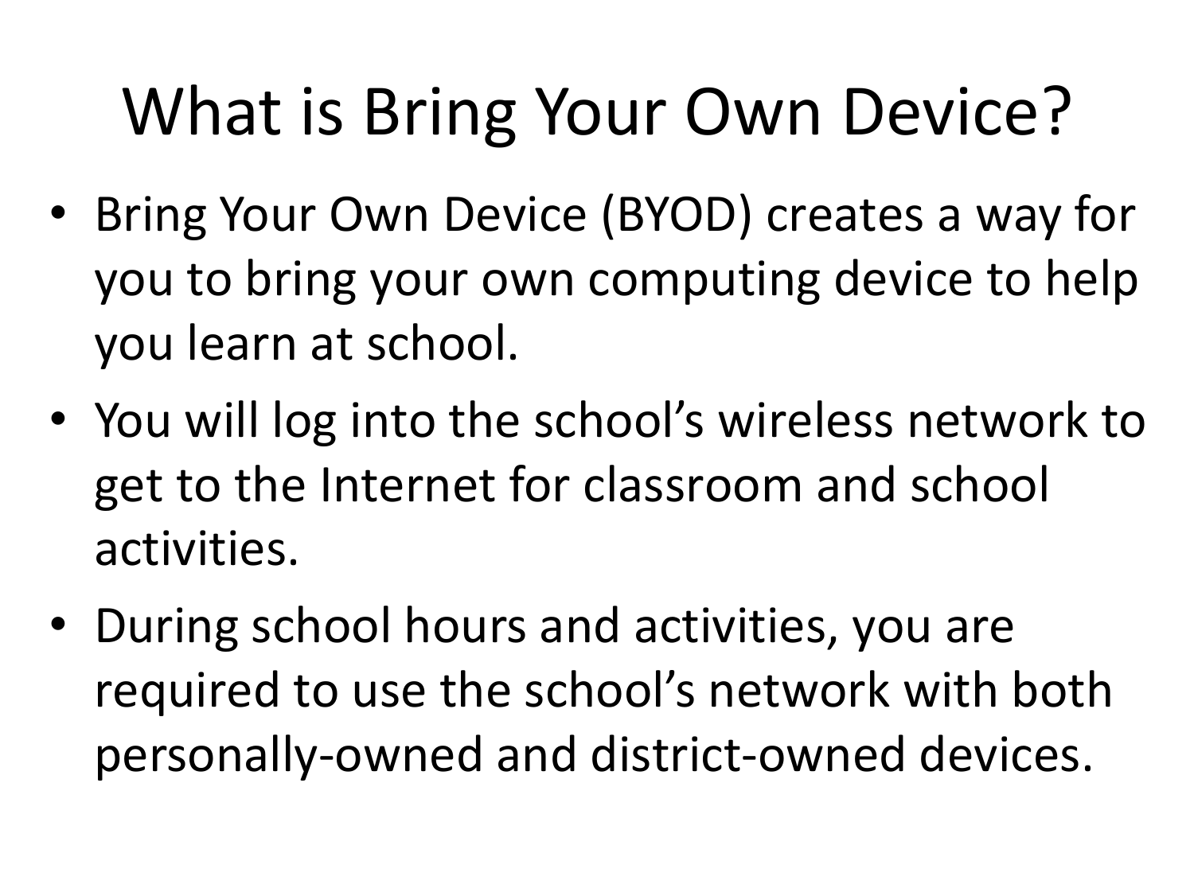# What is Bring Your Own Device?

- Bring Your Own Device (BYOD) creates a way for you to bring your own computing device to help you learn at school.
- You will log into the school's wireless network to get to the Internet for classroom and school activities.
- During school hours and activities, you are required to use the school's network with both personally-owned and district-owned devices.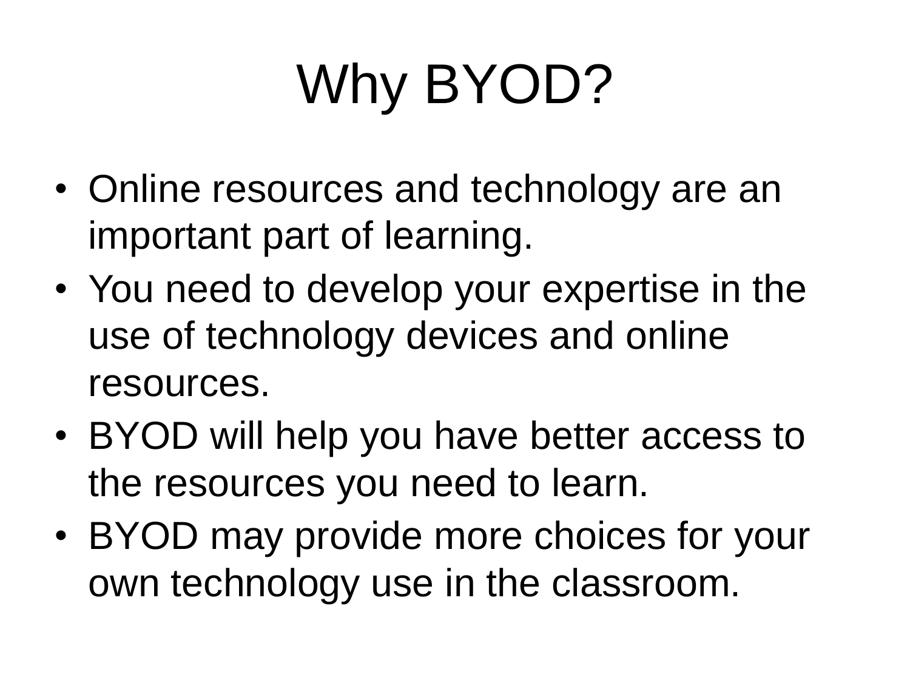# Why BYOD?

- Online resources and technology are an important part of learning.
- You need to develop your expertise in the use of technology devices and online resources.
- BYOD will help you have better access to the resources you need to learn.
- BYOD may provide more choices for your own technology use in the classroom.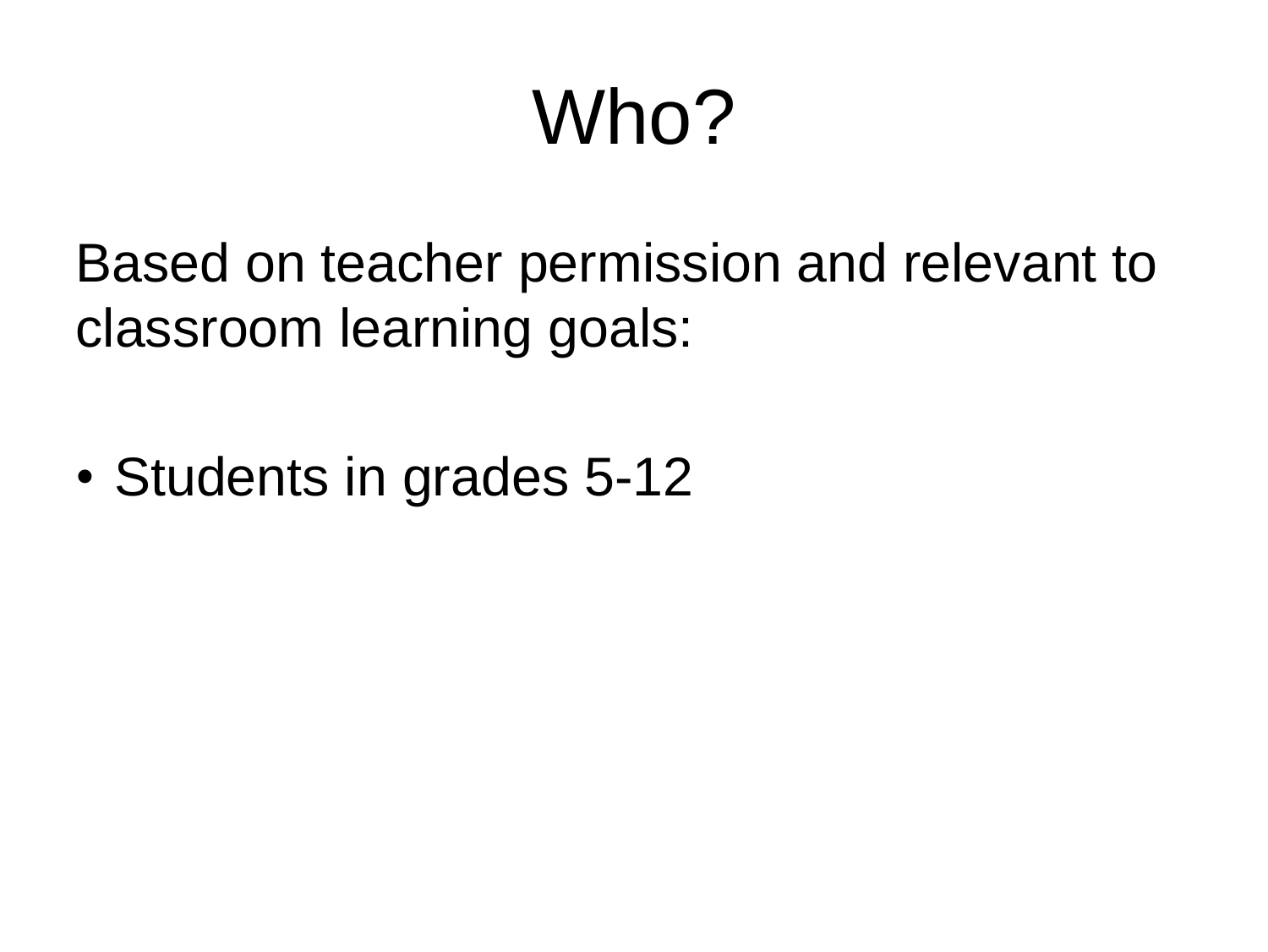# Who?

Based on teacher permission and relevant to classroom learning goals:

- Students in grades 5-12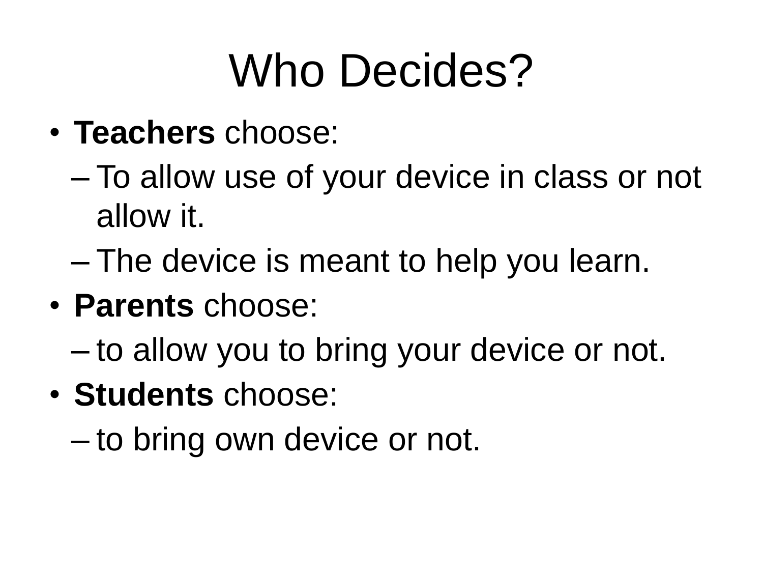# Who Decides?

- **Teachers** choose:
  - To allow use of your device in class or not allow it.
  - The device is meant to help you learn.
- **Parents** choose:
  - to allow you to bring your device or not.
- **Students** choose:
  - to bring own device or not.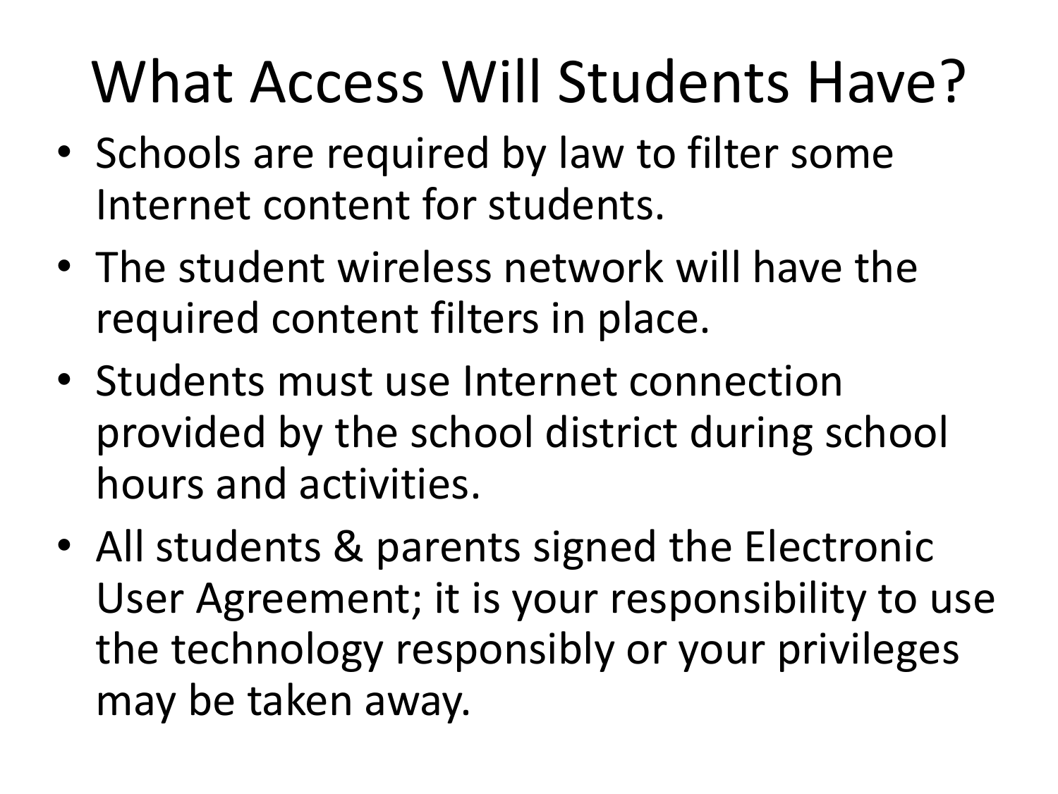# What Access Will Students Have?

- Schools are required by law to filter some Internet content for students.
- The student wireless network will have the required content filters in place.
- Students must use Internet connection provided by the school district during school hours and activities.
- All students & parents signed the Electronic User Agreement; it is your responsibility to use the technology responsibly or your privileges may be taken away.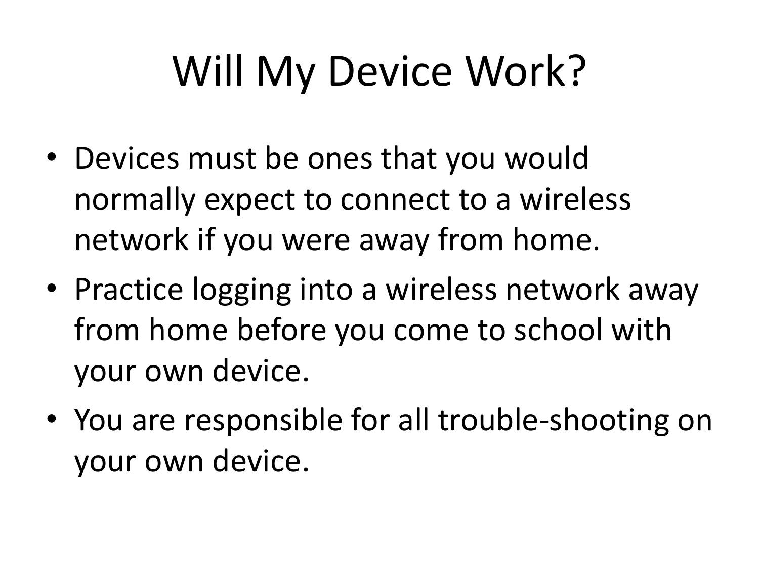# Will My Device Work?

- Devices must be ones that you would normally expect to connect to a wireless network if you were away from home.
- Practice logging into a wireless network away from home before you come to school with your own device.
- You are responsible for all trouble-shooting on your own device.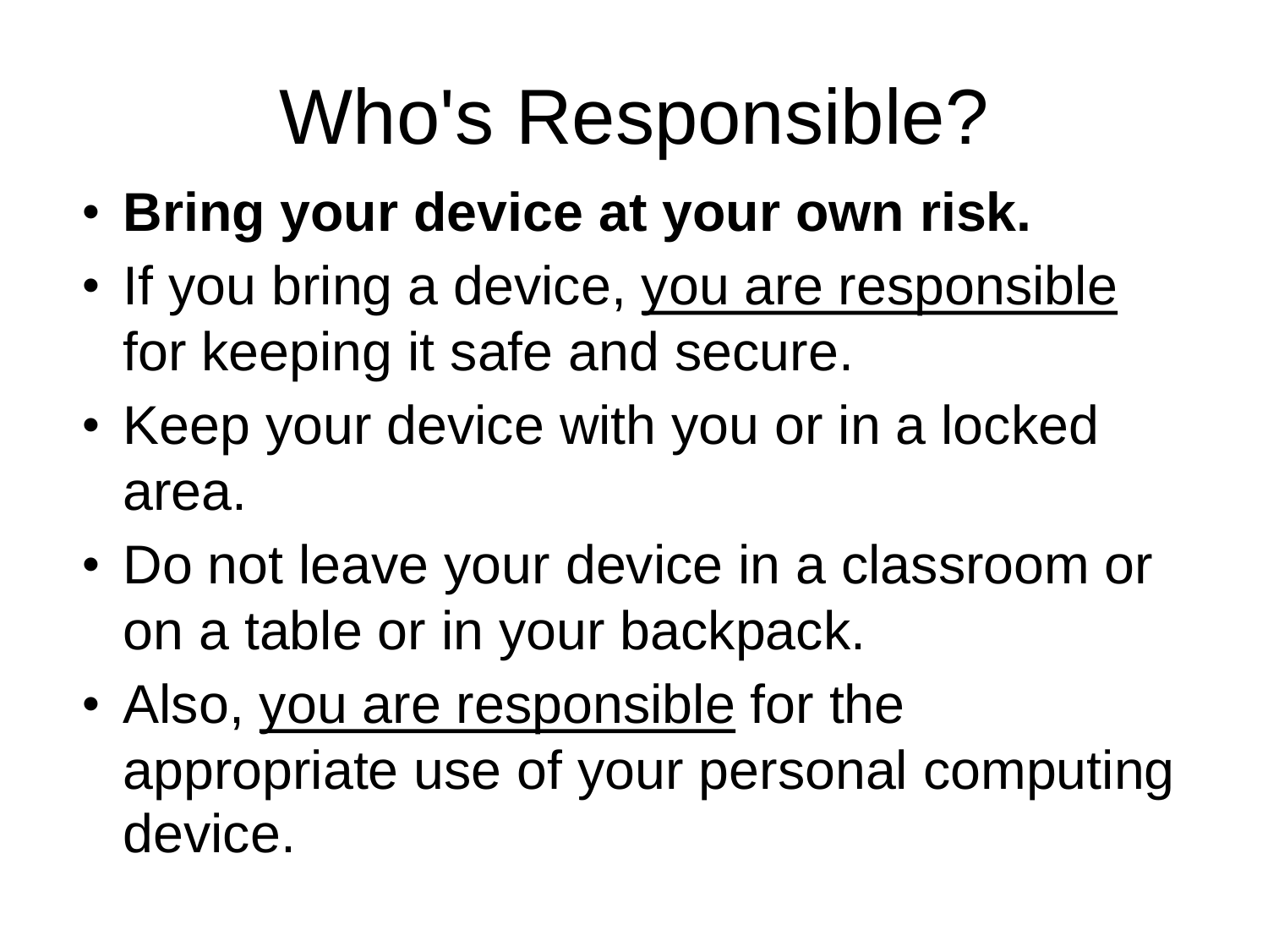# Who's Responsible?

- **Bring your device at your own risk.**
- If you bring a device, <u>you are responsible</u> for keeping it safe and secure.
- Keep your device with you or in a locked area.
- Do not leave your device in a classroom or on a table or in your backpack.
- Also, <u>you are responsible</u> for the appropriate use of your personal computing device.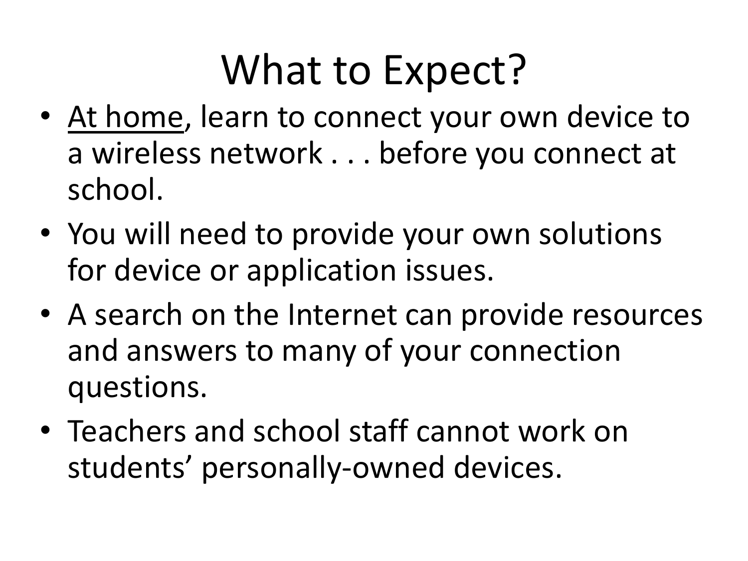# What to Expect?

- <u>At home</u>, learn to connect your own device to a wireless network . . . before you connect at school.
- You will need to provide your own solutions for device or application issues.
- A search on the Internet can provide resources and answers to many of your connection questions.
- Teachers and school staff cannot work on students' personally-owned devices.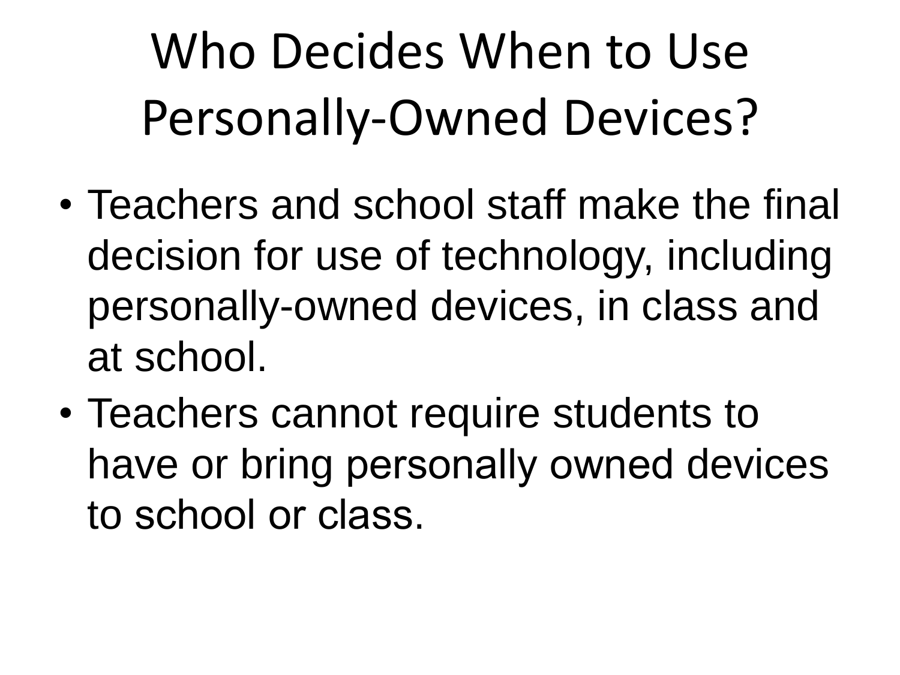# Who Decides When to Use Personally-Owned Devices?

- Teachers and school staff make the final decision for use of technology, including personally-owned devices, in class and at school.
- Teachers cannot require students to have or bring personally owned devices to school or class.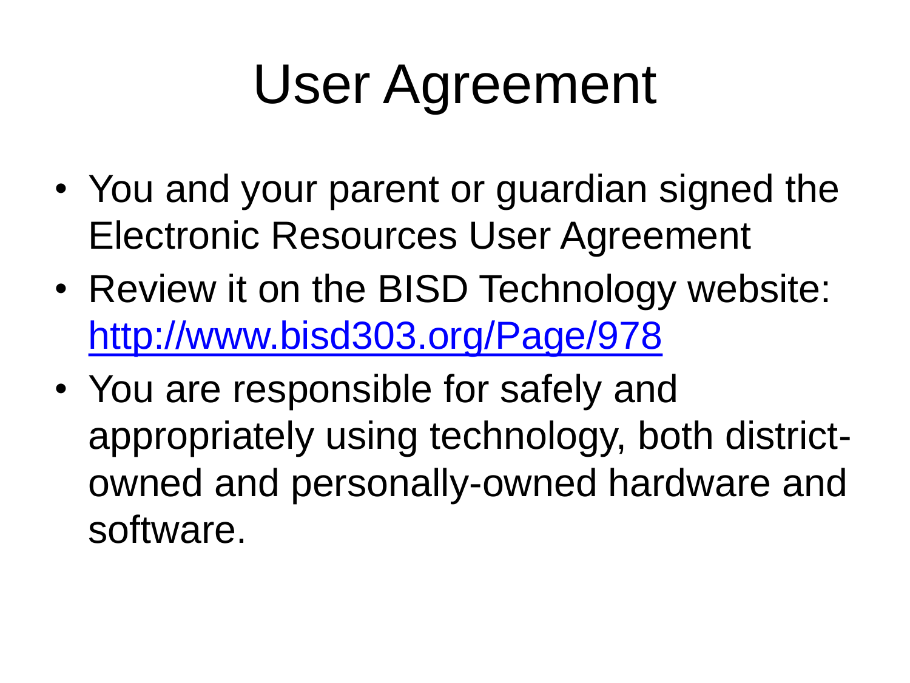# User Agreement

- You and your parent or guardian signed the Electronic Resources User Agreement
- Review it on the BISD Technology website: [http://www.bisd303.org/Page/978](http://www.bisd303.org/Page/978)
- You are responsible for safely and appropriately using technology, both district-owned and personally-owned hardware and software.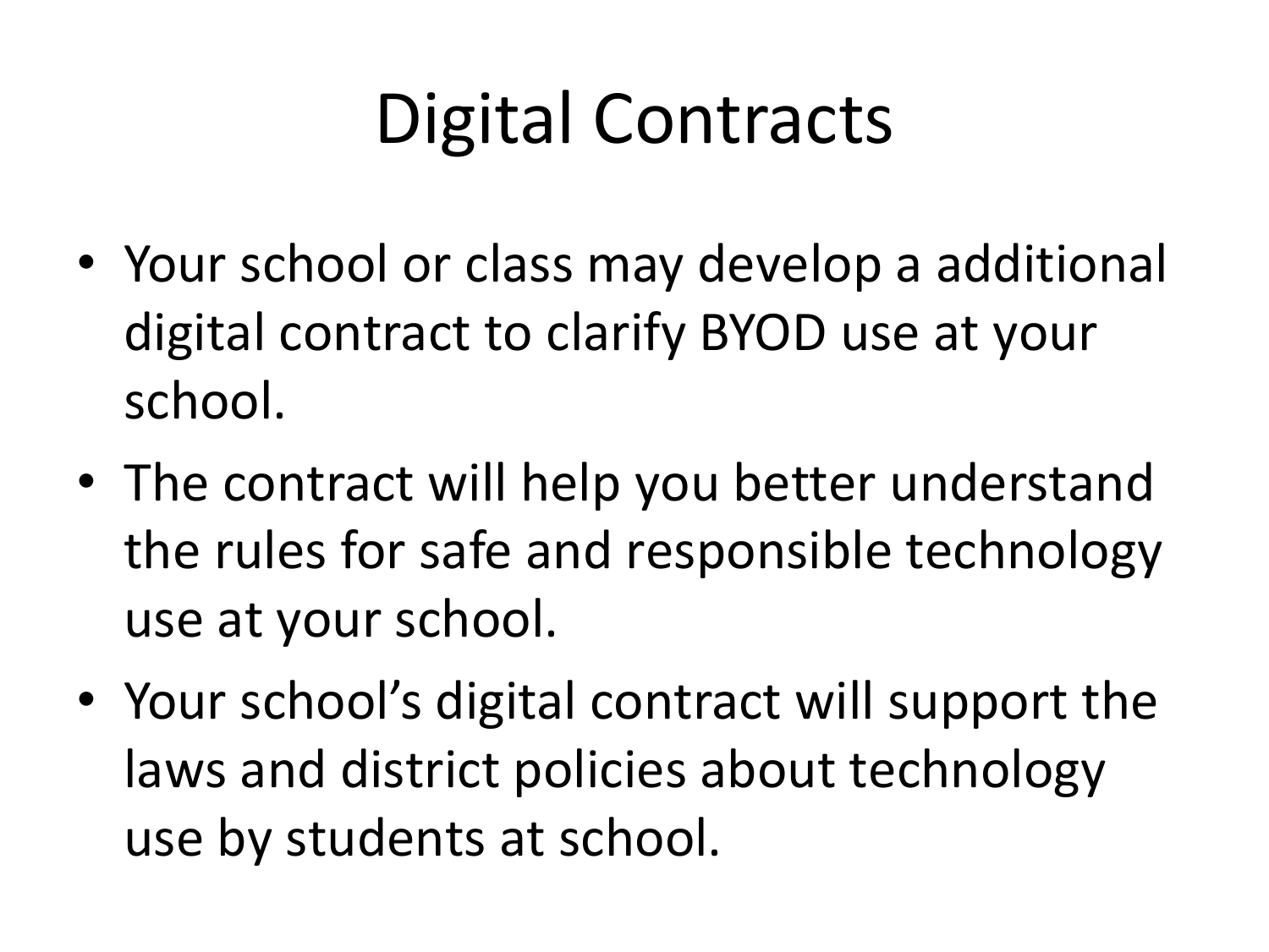# Digital Contracts

- Your school or class may develop a additional digital contract to clarify BYOD use at your school.
- The contract will help you better understand the rules for safe and responsible technology use at your school.
- Your school's digital contract will support the laws and district policies about technology use by students at school.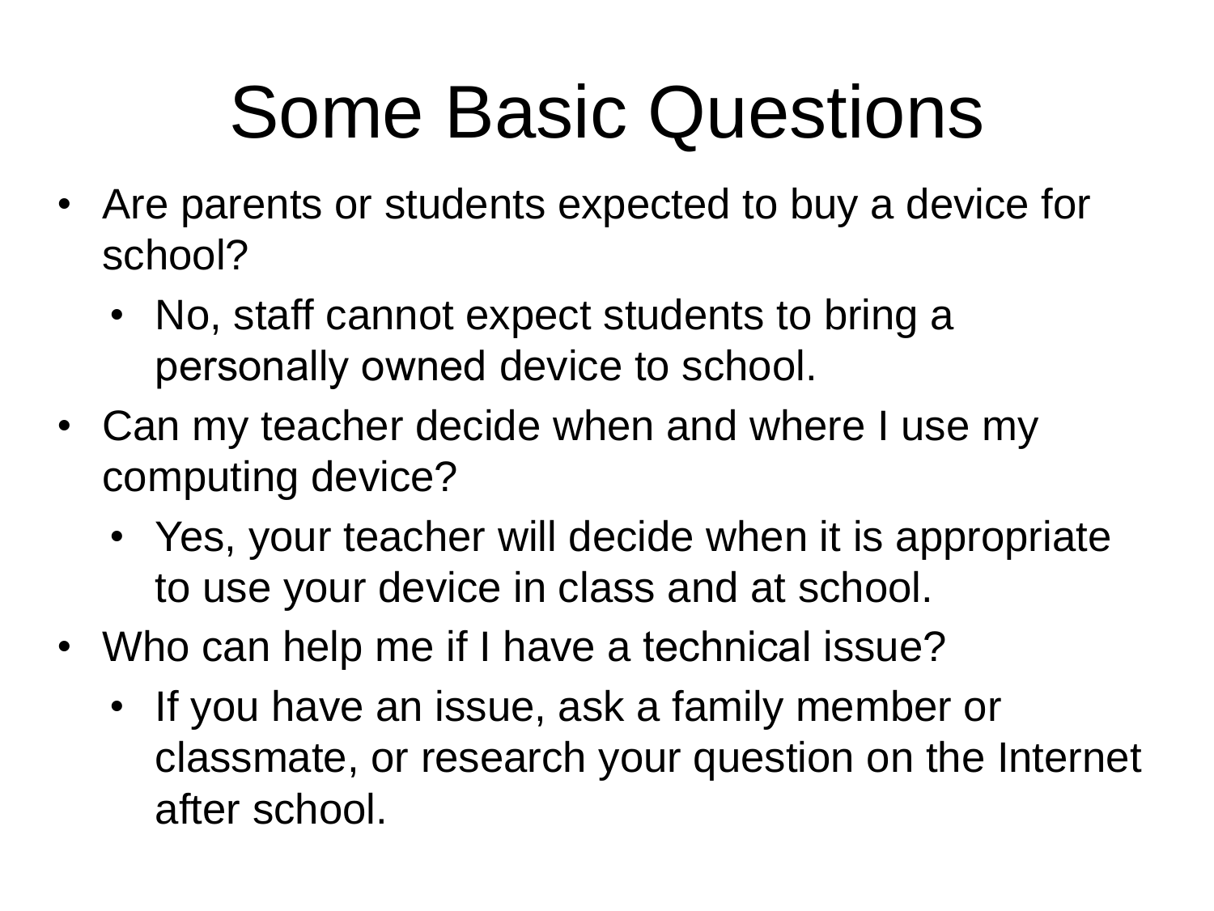# Some Basic Questions

- Are parents or students expected to buy a device for school?
  - No, staff cannot expect students to bring a personally owned device to school.
- Can my teacher decide when and where I use my computing device?
  - Yes, your teacher will decide when it is appropriate to use your device in class and at school.
- Who can help me if I have a technical issue?
  - If you have an issue, ask a family member or classmate, or research your question on the Internet after school.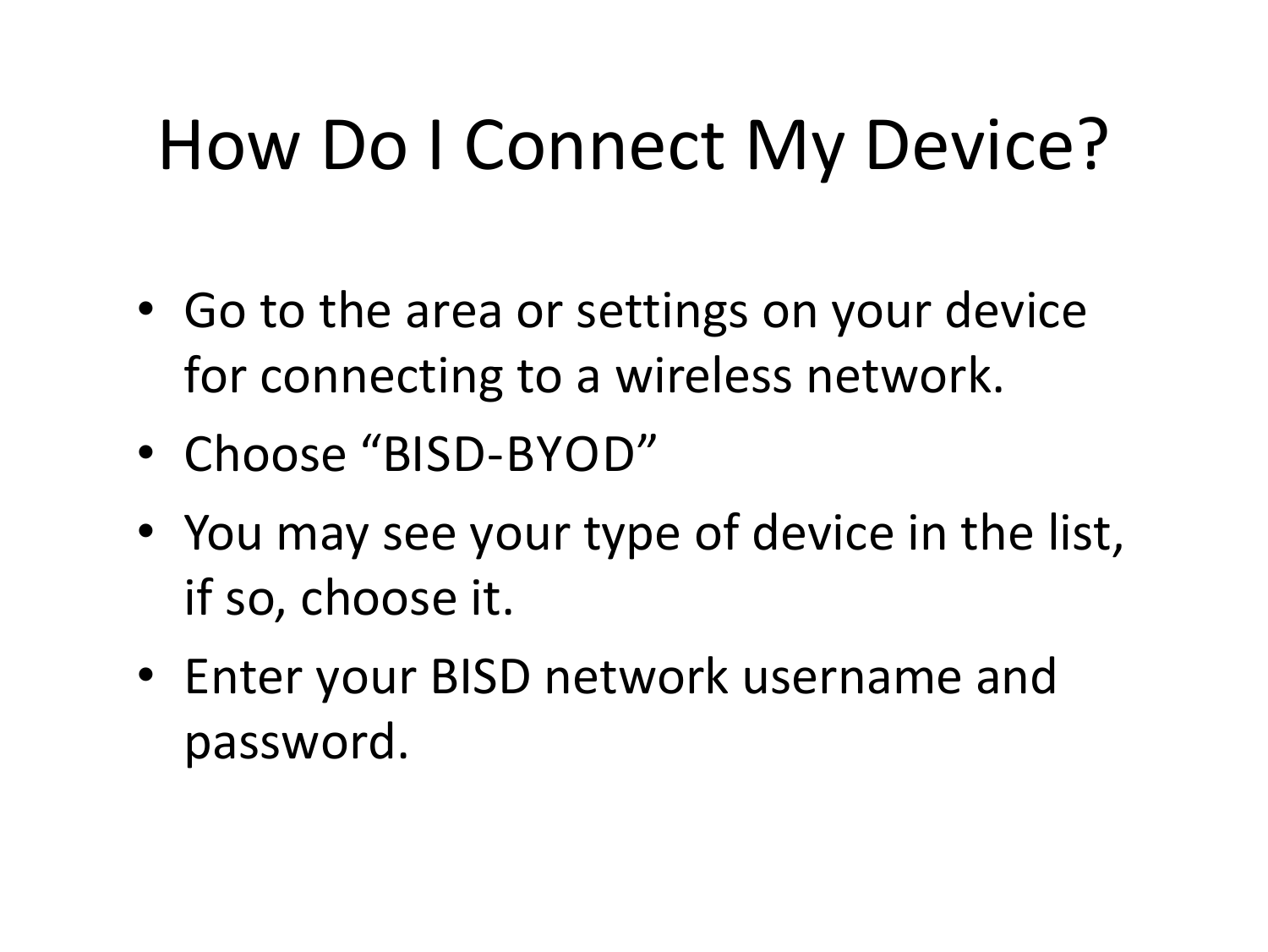# How Do I Connect My Device?

- Go to the area or settings on your device for connecting to a wireless network.
- Choose “BISD-BYOD”
- You may see your type of device in the list, if so, choose it.
- Enter your BISD network username and password.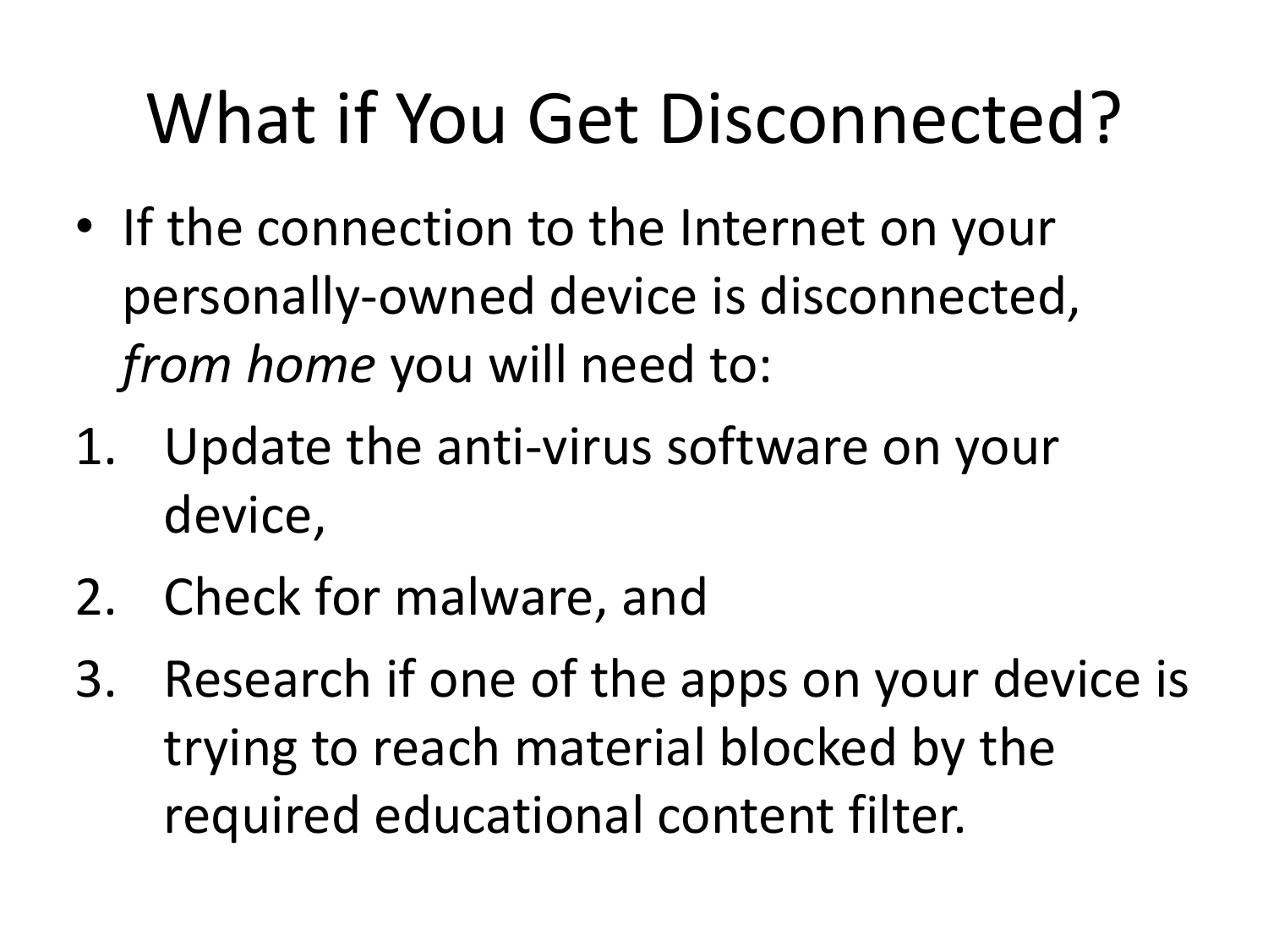# What if You Get Disconnected?

- If the connection to the Internet on your personally-owned device is disconnected, *from home* you will need to:

1. Update the anti-virus software on your device,
2. Check for malware, and
3. Research if one of the apps on your device is trying to reach material blocked by the required educational content filter.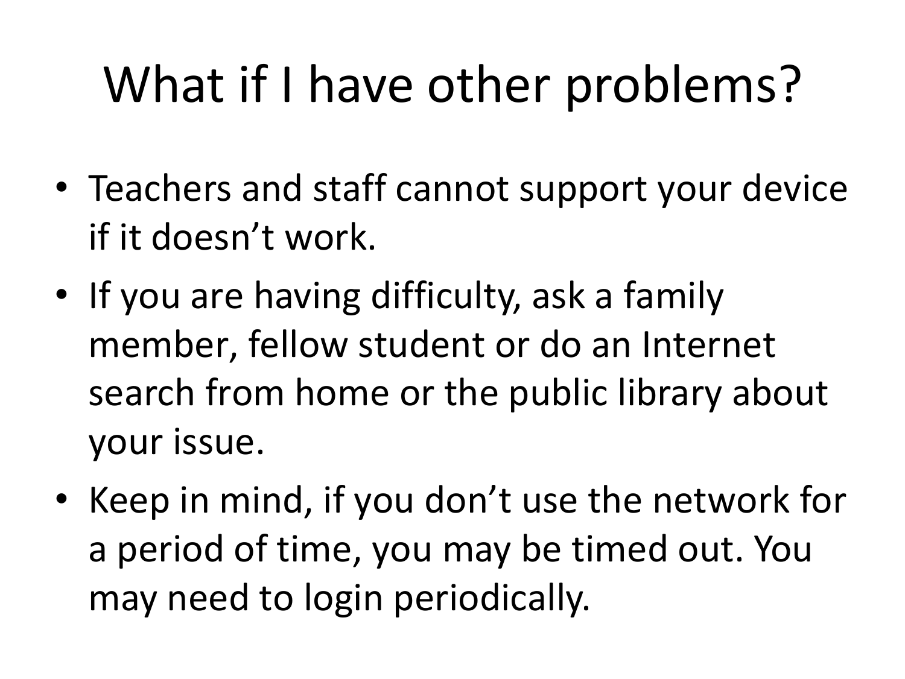# What if I have other problems?

- Teachers and staff cannot support your device if it doesn’t work.
- If you are having difficulty, ask a family member, fellow student or do an Internet search from home or the public library about your issue.
- Keep in mind, if you don’t use the network for a period of time, you may be timed out. You may need to login periodically.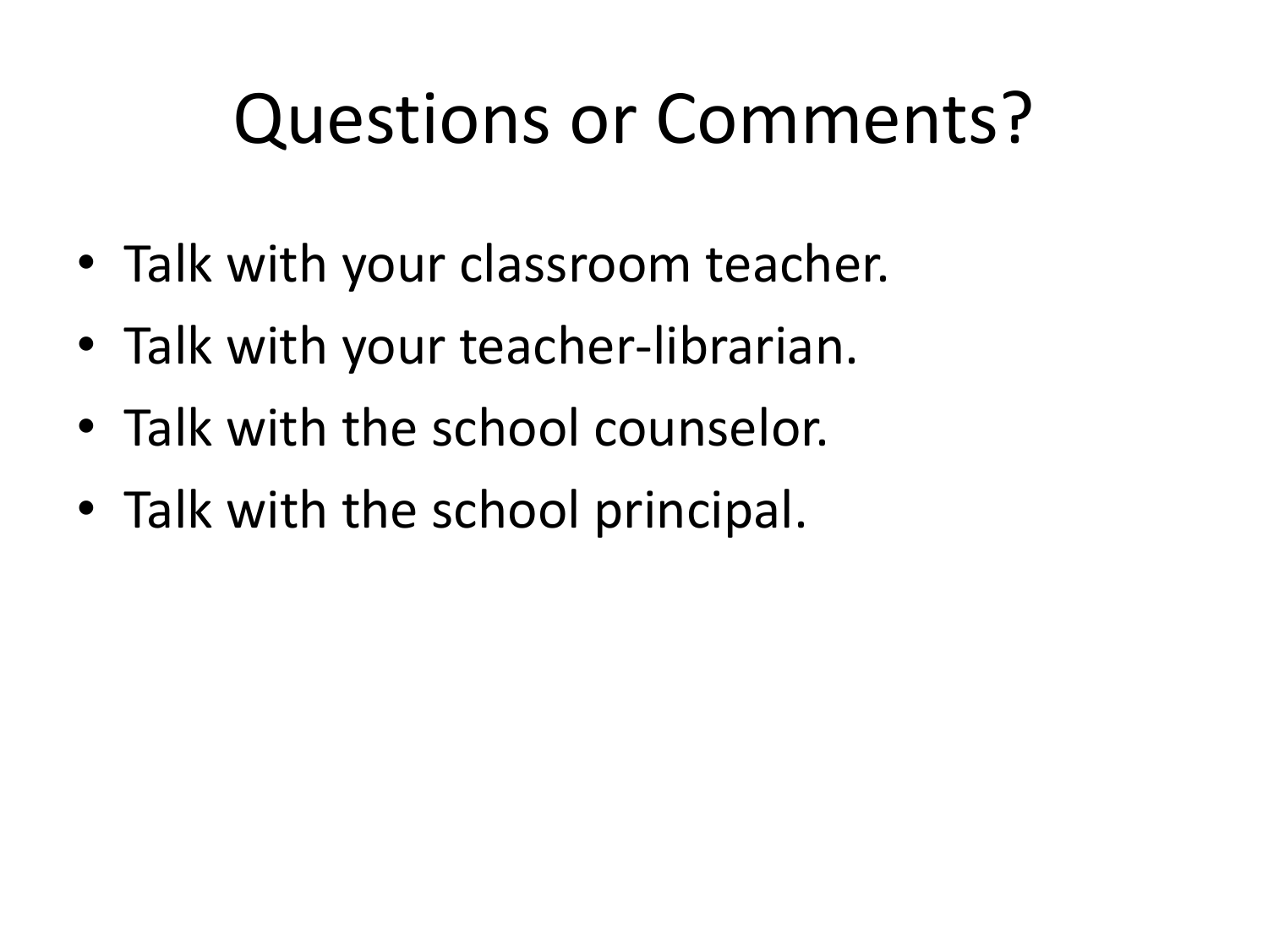# Questions or Comments?

- Talk with your classroom teacher.
- Talk with your teacher-librarian.
- Talk with the school counselor.
- Talk with the school principal.